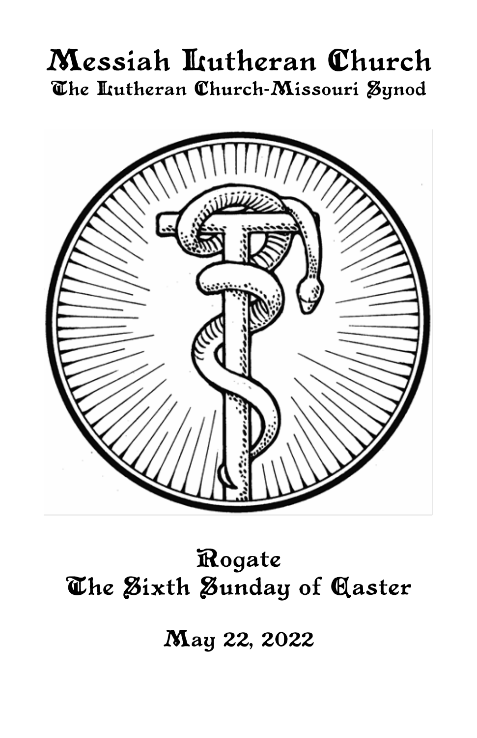# Messiah Lutheran Church

## The Lutheran Church-Missouri Synod

## Rogate
## The Sixth Sunday of Easter

**May 22, 2022**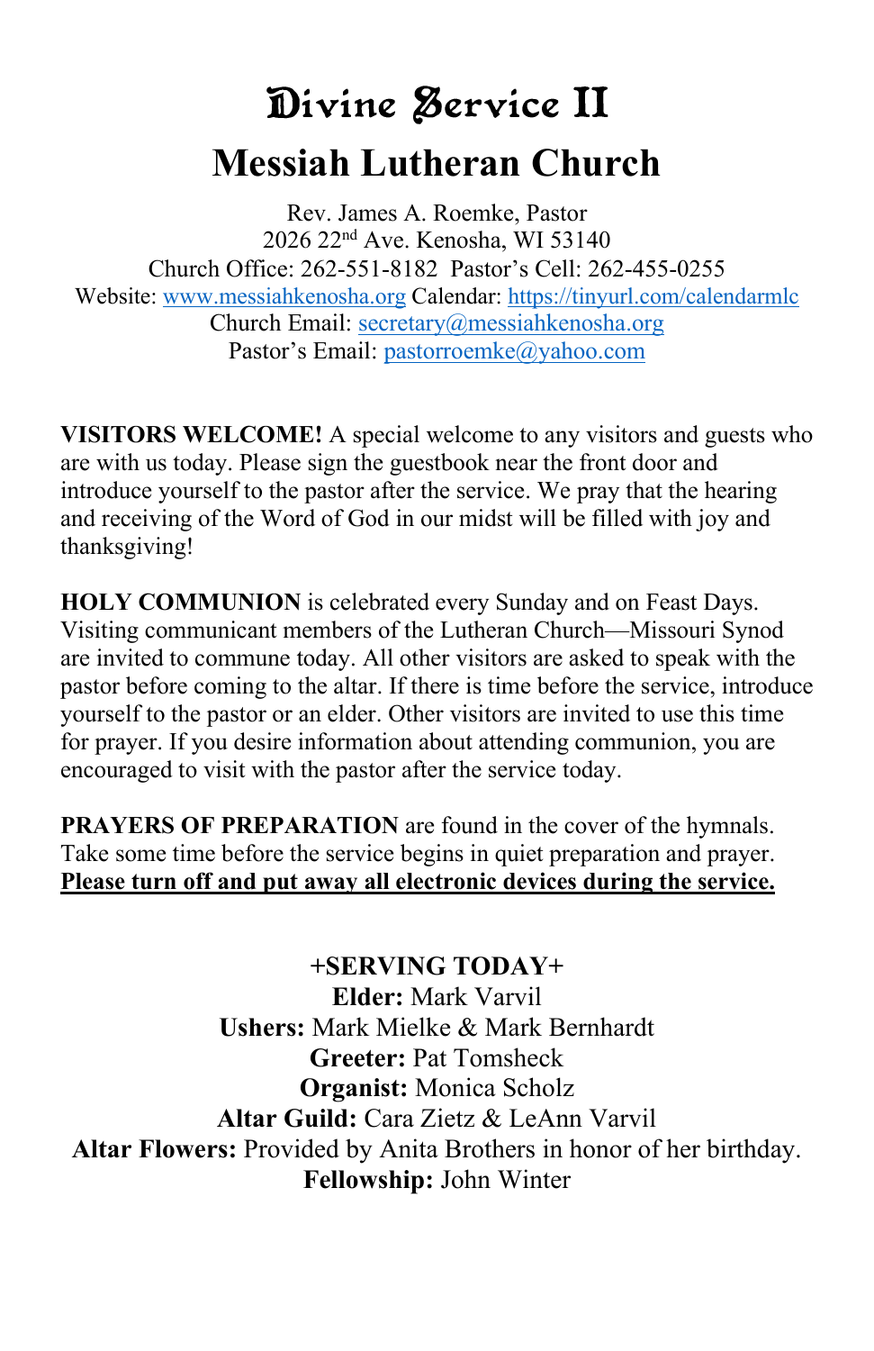# Divine Service II

## Messiah Lutheran Church

Rev. James A. Roemke, Pastor
2026 22nd Ave. Kenosha, WI 53140
Church Office: 262-551-8182 Pastor's Cell: 262-455-0255
Website: www.messiahkenosha.org Calendar: https://tinyurl.com/calendarmlc
Church Email: secretary@messiahkenosha.org
Pastor's Email: pastorroemke@yahoo.com

**VISITORS WELCOME!** A special welcome to any visitors and guests who are with us today. Please sign the guestbook near the front door and introduce yourself to the pastor after the service. We pray that the hearing and receiving of the Word of God in our midst will be filled with joy and thanksgiving!

**HOLY COMMUNION** is celebrated every Sunday and on Feast Days. Visiting communicant members of the Lutheran Church—Missouri Synod are invited to commune today. All other visitors are asked to speak with the pastor before coming to the altar. If there is time before the service, introduce yourself to the pastor or an elder. Other visitors are invited to use this time for prayer. If you desire information about attending communion, you are encouraged to visit with the pastor after the service today.

**PRAYERS OF PREPARATION** are found in the cover of the hymnals. Take some time before the service begins in quiet preparation and prayer. **Please turn off and put away all electronic devices during the service.**

**+SERVING TODAY+**

**Elder:** Mark Varvil
**Ushers:** Mark Mielke & Mark Bernhardt
**Greeter:** Pat Tomsheck
**Organist:** Monica Scholz
**Altar Guild:** Cara Zietz & LeAnn Varvil
**Altar Flowers:** Provided by Anita Brothers in honor of her birthday.
**Fellowship:** John Winter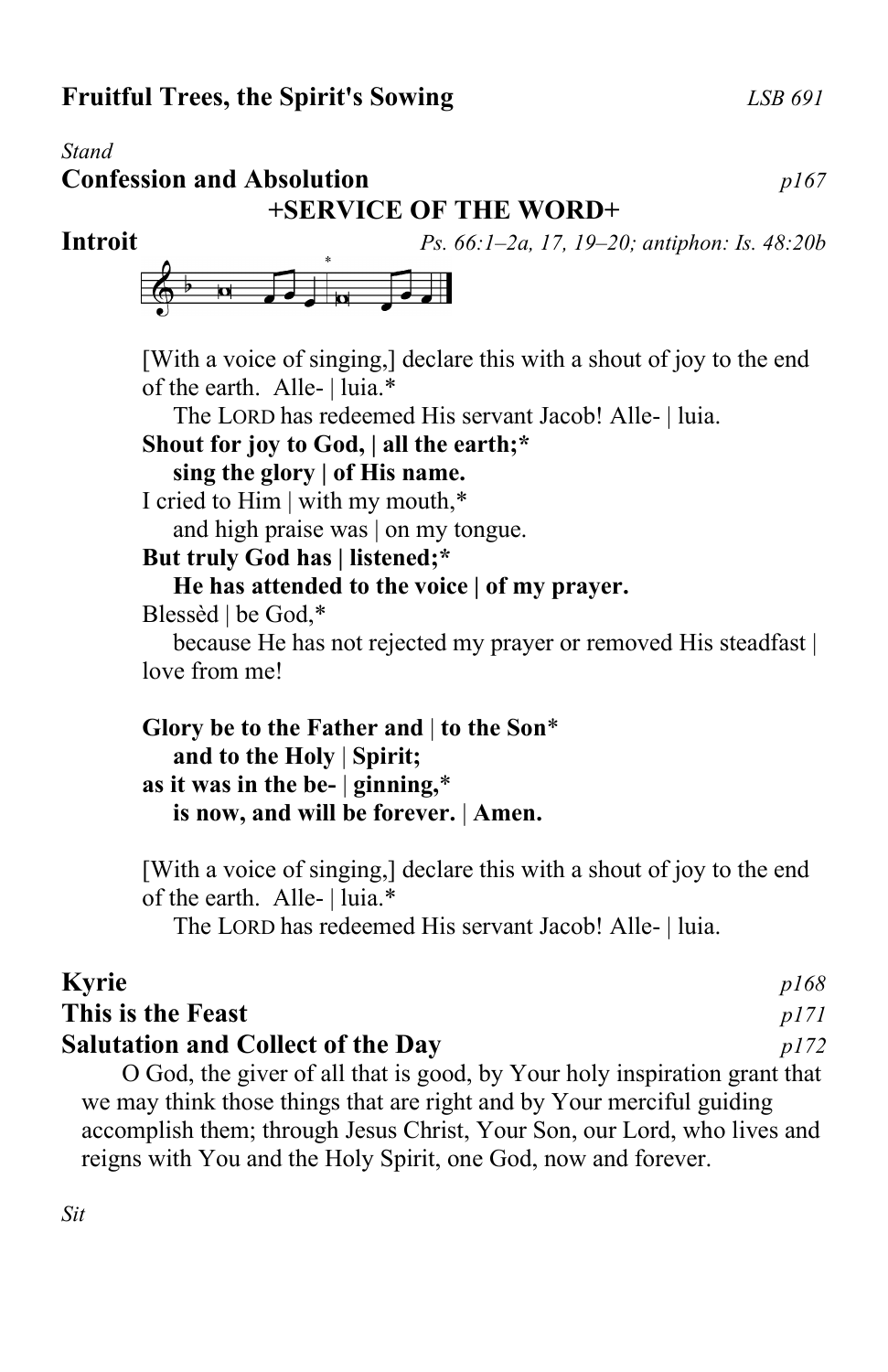**Fruitful Trees, the Spirit's Sowing** *LSB 691*

*Stand*

**Confession and Absolution** *p167*

**+SERVICE OF THE WORD+**

**Introit** *Ps. 66:1–2a, 17, 19–20; antiphon: Is. 48:20b*

[With a voice of singing,] declare this with a shout of joy to the end of the earth. Alle- | luia.*
The LORD has redeemed His servant Jacob! Alle- | luia.
**Shout for joy to God, | all the earth;***
**sing the glory | of His name.**
I cried to Him | with my mouth,*
and high praise was | on my tongue.
**But truly God has | listened;***
**He has attended to the voice | of my prayer.**
Blessèd | be God,*
because He has not rejected my prayer or removed His steadfast | love from me!

**Glory be to the Father and | to the Son***
**and to the Holy | Spirit;**
**as it was in the be- | ginning,***
**is now, and will be forever. | Amen.**

[With a voice of singing,] declare this with a shout of joy to the end of the earth. Alle- | luia.*
The LORD has redeemed His servant Jacob! Alle- | luia.

**Kyrie** *p168*

**This is the Feast** *p171*

**Salutation and Collect of the Day** *p172*

O God, the giver of all that is good, by Your holy inspiration grant that we may think those things that are right and by Your merciful guiding accomplish them; through Jesus Christ, Your Son, our Lord, who lives and reigns with You and the Holy Spirit, one God, now and forever.

*Sit*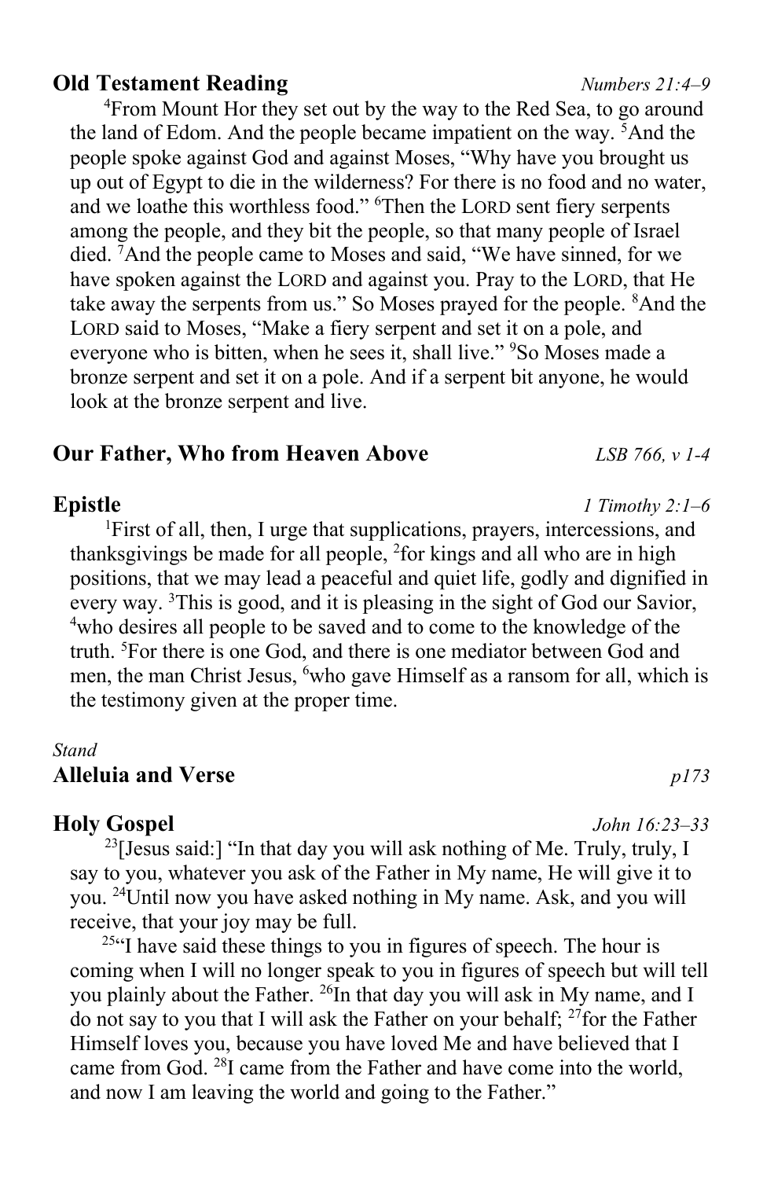## Old Testament Reading *Numbers 21:4–9*

[4]From Mount Hor they set out by the way to the Red Sea, to go around the land of Edom. And the people became impatient on the way. [5]And the people spoke against God and against Moses, "Why have you brought us up out of Egypt to die in the wilderness? For there is no food and no water, and we loathe this worthless food." [6]Then the LORD sent fiery serpents among the people, and they bit the people, so that many people of Israel died. [7]And the people came to Moses and said, "We have sinned, for we have spoken against the LORD and against you. Pray to the LORD, that He take away the serpents from us." So Moses prayed for the people. [8]And the LORD said to Moses, "Make a fiery serpent and set it on a pole, and everyone who is bitten, when he sees it, shall live." [9]So Moses made a bronze serpent and set it on a pole. And if a serpent bit anyone, he would look at the bronze serpent and live.

## Our Father, Who from Heaven Above *LSB 766, v 1-4*

## Epistle *1 Timothy 2:1–6*

[1]First of all, then, I urge that supplications, prayers, intercessions, and thanksgivings be made for all people, [2]for kings and all who are in high positions, that we may lead a peaceful and quiet life, godly and dignified in every way. [3]This is good, and it is pleasing in the sight of God our Savior, [4]who desires all people to be saved and to come to the knowledge of the truth. [5]For there is one God, and there is one mediator between God and men, the man Christ Jesus, [6]who gave Himself as a ransom for all, which is the testimony given at the proper time.

*Stand*

## Alleluia and Verse *p173*

## Holy Gospel *John 16:23–33*

[23][Jesus said:] "In that day you will ask nothing of Me. Truly, truly, I say to you, whatever you ask of the Father in My name, He will give it to you. [24]Until now you have asked nothing in My name. Ask, and you will receive, that your joy may be full.

[25]"I have said these things to you in figures of speech. The hour is coming when I will no longer speak to you in figures of speech but will tell you plainly about the Father. [26]In that day you will ask in My name, and I do not say to you that I will ask the Father on your behalf; [27]for the Father Himself loves you, because you have loved Me and have believed that I came from God. [28]I came from the Father and have come into the world, and now I am leaving the world and going to the Father."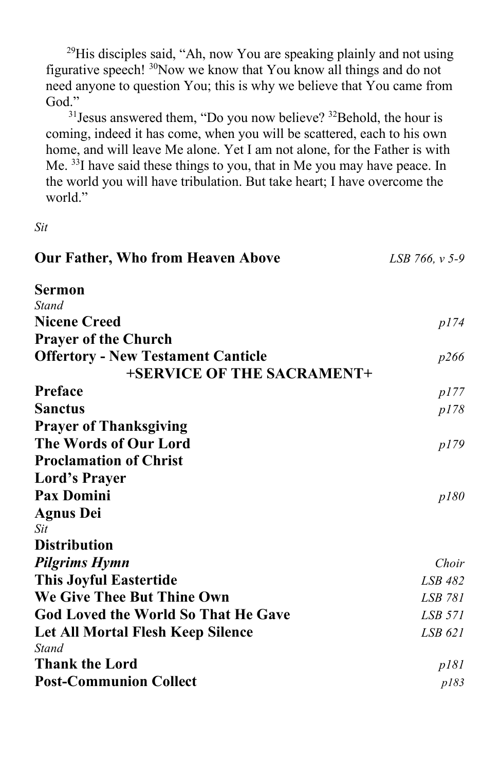[29]His disciples said, "Ah, now You are speaking plainly and not using figurative speech! [30]Now we know that You know all things and do not need anyone to question You; this is why we believe that You came from God."

[31]Jesus answered them, "Do you now believe? [32]Behold, the hour is coming, indeed it has come, when you will be scattered, each to his own home, and will leave Me alone. Yet I am not alone, for the Father is with Me. [33]I have said these things to you, that in Me you may have peace. In the world you will have tribulation. But take heart; I have overcome the world."

*Sit*

**Our Father, Who from Heaven Above** *LSB 766, v 5-9*

**Sermon**

*Stand*

**Nicene Creed** *p174*

**Prayer of the Church**

**Offertory - New Testament Canticle** *p266*

**+SERVICE OF THE SACRAMENT+**

**Preface** *p177*

**Sanctus** *p178*

**Prayer of Thanksgiving**

**The Words of Our Lord** *p179*

**Proclamation of Christ**

**Lord's Prayer**

**Pax Domini** *p180*

**Agnus Dei**

*Sit*

**Distribution**

***Pilgrims Hymn*** *Choir*

**This Joyful Eastertide** *LSB 482*

**We Give Thee But Thine Own** *LSB 781*

**God Loved the World So That He Gave** *LSB 571*

**Let All Mortal Flesh Keep Silence** *LSB 621*

*Stand*

**Thank the Lord** *p181*

**Post-Communion Collect** *p183*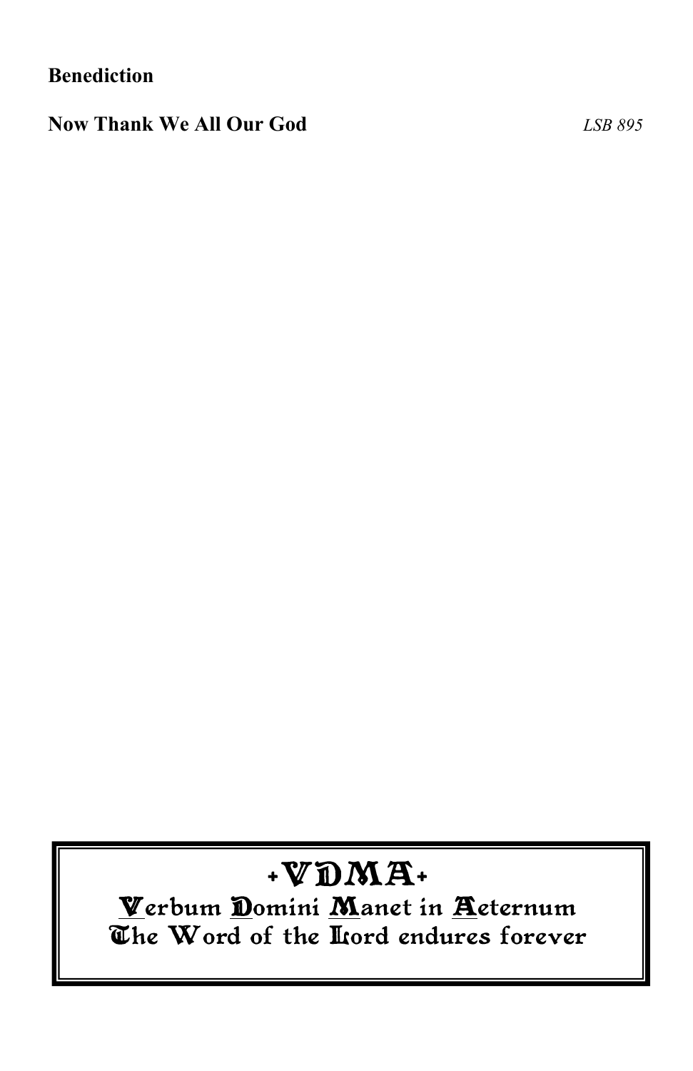**Benediction**

**Now Thank We All Our God** *LSB 895*

+VDMA+

Verbum Domini Manet in Aeternum

The Word of the Lord endures forever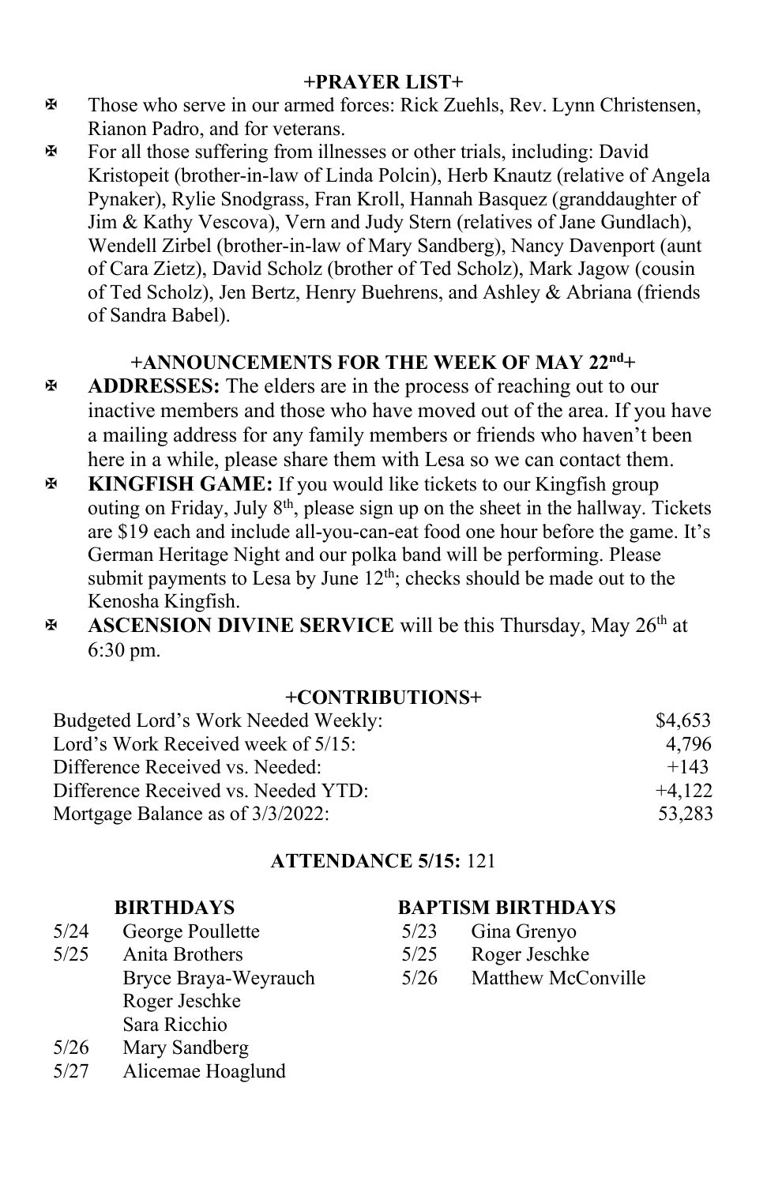## +PRAYER LIST+

- ✠ Those who serve in our armed forces: Rick Zuehls, Rev. Lynn Christensen, Rianon Padro, and for veterans.
- ✠ For all those suffering from illnesses or other trials, including: David Kristopeit (brother-in-law of Linda Polcin), Herb Knautz (relative of Angela Pynaker), Rylie Snodgrass, Fran Kroll, Hannah Basquez (granddaughter of Jim & Kathy Vescova), Vern and Judy Stern (relatives of Jane Gundlach), Wendell Zirbel (brother-in-law of Mary Sandberg), Nancy Davenport (aunt of Cara Zietz), David Scholz (brother of Ted Scholz), Mark Jagow (cousin of Ted Scholz), Jen Bertz, Henry Buehrens, and Ashley & Abriana (friends of Sandra Babel).

## +ANNOUNCEMENTS FOR THE WEEK OF MAY 22nd+

- ✠ **ADDRESSES:** The elders are in the process of reaching out to our inactive members and those who have moved out of the area. If you have a mailing address for any family members or friends who haven't been here in a while, please share them with Lesa so we can contact them.
- ✠ **KINGFISH GAME:** If you would like tickets to our Kingfish group outing on Friday, July 8th, please sign up on the sheet in the hallway. Tickets are $19 each and include all-you-can-eat food one hour before the game. It's German Heritage Night and our polka band will be performing. Please submit payments to Lesa by June 12th; checks should be made out to the Kenosha Kingfish.
- ✠ **ASCENSION DIVINE SERVICE** will be this Thursday, May 26th at 6:30 pm.

## +CONTRIBUTIONS+

| | |
|---|---|
| Budgeted Lord's Work Needed Weekly: | $4,653 |
| Lord's Work Received week of 5/15: | 4,796 |
| Difference Received vs. Needed: | +143 |
| Difference Received vs. Needed YTD: | +4,122 |
| Mortgage Balance as of 3/3/2022: | 53,283 |

**ATTENDANCE 5/15:** 121

**BIRTHDAYS**

| | |
|---|---|
| 5/24 | George Poullette |
| 5/25 | Anita Brothers |
| | Bryce Braya-Weyrauch |
| | Roger Jeschke |
| | Sara Ricchio |
| 5/26 | Mary Sandberg |
| 5/27 | Alicemae Hoaglund |

**BAPTISM BIRTHDAYS**

| | |
|---|---|
| 5/23 | Gina Grenyo |
| 5/25 | Roger Jeschke |
| 5/26 | Matthew McConville |